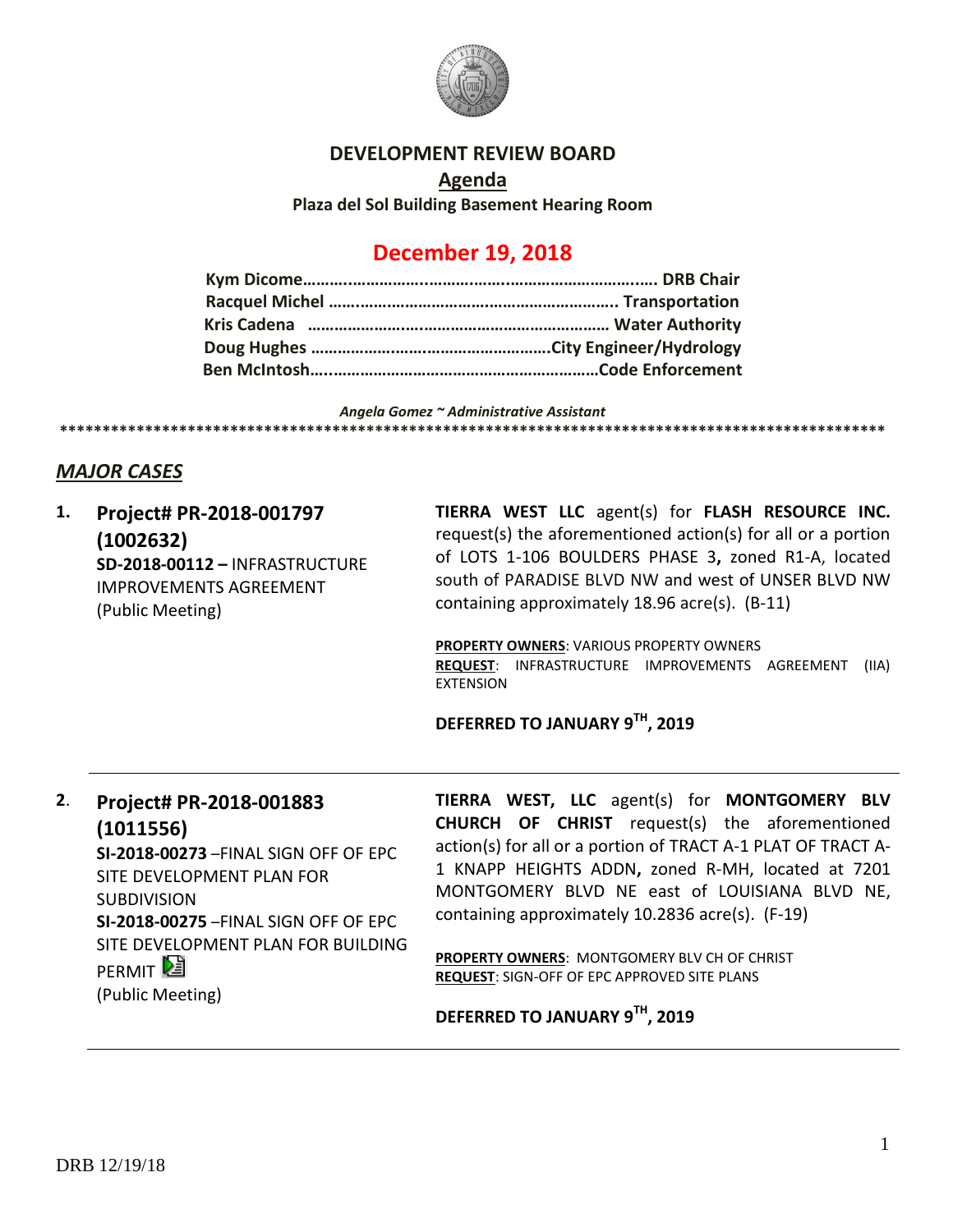# DEVELOPMENT REVIEW BOARD

## Agenda

**Plaza del Sol Building Basement Hearing Room**

## December 19, 2018

**Kym Dicome……………………………………………………………. DRB Chair**
**Racquel Michel ……………………………………………………….. Transportation**
**Kris Cadena ……………………………………………………… Water Authority**
**Doug Hughes …………………………………………….City Engineer/Hydrology**
**Ben McIntosh……………………………………………………Code Enforcement**

***Angela Gomez ~ Administrative Assistant***

**************************************************************************************************

## ***MAJOR CASES***

**1. Project# PR-2018-001797 (1002632)**
**SD-2018-00112 –** INFRASTRUCTURE IMPROVEMENTS AGREEMENT
(Public Meeting)

**TIERRA WEST LLC** agent(s) for **FLASH RESOURCE INC.** request(s) the aforementioned action(s) for all or a portion of LOTS 1-106 BOULDERS PHASE 3**,** zoned R1-A, located south of PARADISE BLVD NW and west of UNSER BLVD NW containing approximately 18.96 acre(s). (B-11)

**PROPERTY OWNERS**: VARIOUS PROPERTY OWNERS
**REQUEST**: INFRASTRUCTURE IMPROVEMENTS AGREEMENT (IIA) EXTENSION

**DEFERRED TO JANUARY 9TH, 2019**

---

**2. Project# PR-2018-001883 (1011556)**
**SI-2018-00273** –FINAL SIGN OFF OF EPC SITE DEVELOPMENT PLAN FOR SUBDIVISION
**SI-2018-00275** –FINAL SIGN OFF OF EPC SITE DEVELOPMENT PLAN FOR BUILDING PERMIT
(Public Meeting)

**TIERRA WEST, LLC** agent(s) for **MONTGOMERY BLV CHURCH OF CHRIST** request(s) the aforementioned action(s) for all or a portion of TRACT A-1 PLAT OF TRACT A-1 KNAPP HEIGHTS ADDN**,** zoned R-MH, located at 7201 MONTGOMERY BLVD NE east of LOUISIANA BLVD NE, containing approximately 10.2836 acre(s). (F-19)

**PROPERTY OWNERS**: MONTGOMERY BLV CH OF CHRIST
**REQUEST**: SIGN-OFF OF EPC APPROVED SITE PLANS

**DEFERRED TO JANUARY 9TH, 2019**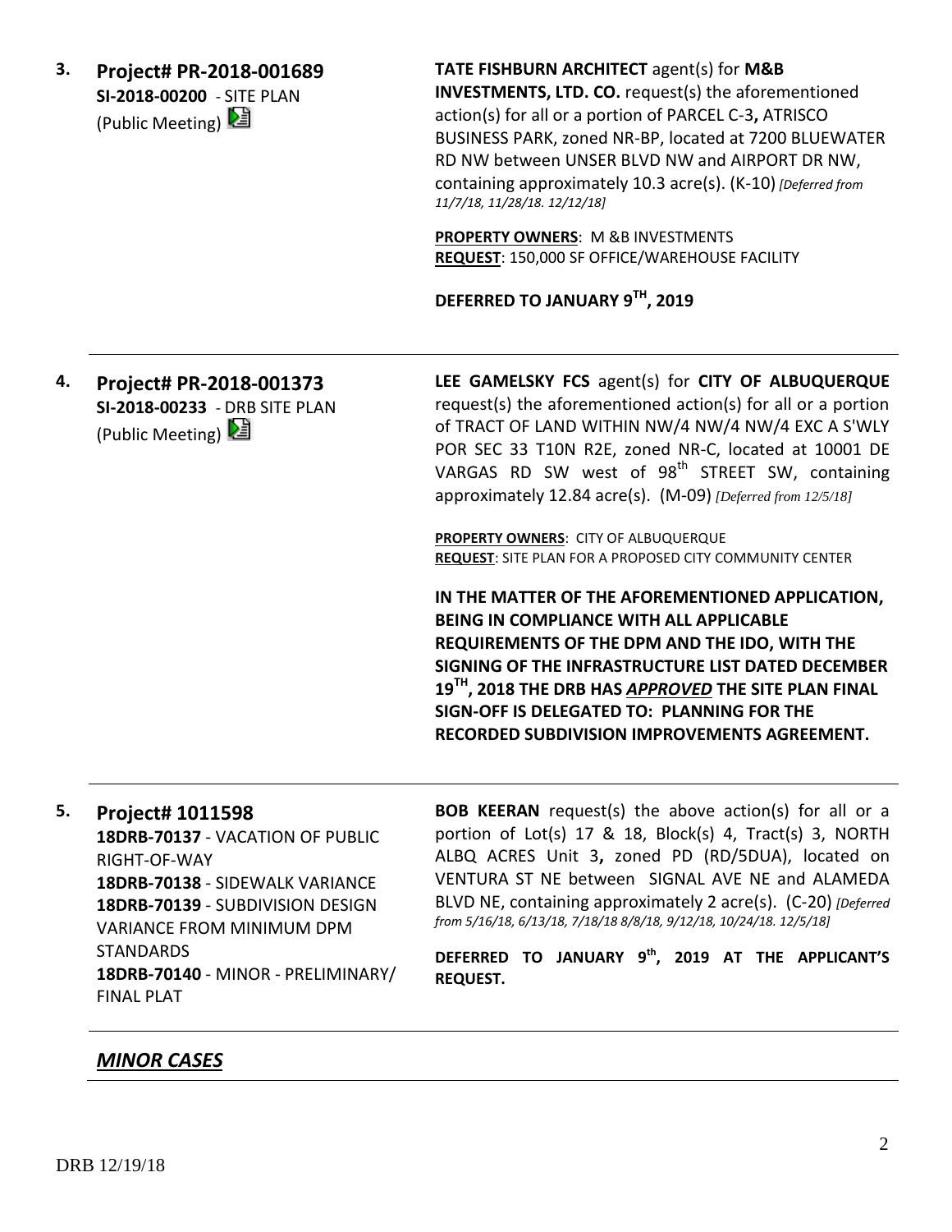**3. Project# PR-2018-001689**
**SI-2018-00200** - SITE PLAN
(Public Meeting)

**TATE FISHBURN ARCHITECT** agent(s) for **M&B INVESTMENTS, LTD. CO.** request(s) the aforementioned action(s) for all or a portion of PARCEL C-3**,** ATRISCO BUSINESS PARK, zoned NR-BP, located at 7200 BLUEWATER RD NW between UNSER BLVD NW and AIRPORT DR NW, containing approximately 10.3 acre(s). (K-10) *[Deferred from 11/7/18, 11/28/18. 12/12/18]*

**PROPERTY OWNERS**: M &B INVESTMENTS
**REQUEST**: 150,000 SF OFFICE/WAREHOUSE FACILITY

**DEFERRED TO JANUARY 9TH, 2019**

---

**4. Project# PR-2018-001373**
**SI-2018-00233** - DRB SITE PLAN
(Public Meeting)

**LEE GAMELSKY FCS** agent(s) for **CITY OF ALBUQUERQUE** request(s) the aforementioned action(s) for all or a portion of TRACT OF LAND WITHIN NW/4 NW/4 NW/4 EXC A S'WLY POR SEC 33 T10N R2E, zoned NR-C, located at 10001 DE VARGAS RD SW west of 98th STREET SW, containing approximately 12.84 acre(s). (M-09) *[Deferred from 12/5/18]*

**PROPERTY OWNERS**: CITY OF ALBUQUERQUE
**REQUEST**: SITE PLAN FOR A PROPOSED CITY COMMUNITY CENTER

**IN THE MATTER OF THE AFOREMENTIONED APPLICATION, BEING IN COMPLIANCE WITH ALL APPLICABLE REQUIREMENTS OF THE DPM AND THE IDO, WITH THE SIGNING OF THE INFRASTRUCTURE LIST DATED DECEMBER 19TH, 2018 THE DRB HAS *APPROVED* THE SITE PLAN FINAL SIGN-OFF IS DELEGATED TO: PLANNING FOR THE RECORDED SUBDIVISION IMPROVEMENTS AGREEMENT.**

---

**5. Project# 1011598**
**18DRB-70137** - VACATION OF PUBLIC RIGHT-OF-WAY
**18DRB-70138** - SIDEWALK VARIANCE
**18DRB-70139** - SUBDIVISION DESIGN VARIANCE FROM MINIMUM DPM STANDARDS
**18DRB-70140** - MINOR - PRELIMINARY/ FINAL PLAT

**BOB KEERAN** request(s) the above action(s) for all or a portion of Lot(s) 17 & 18, Block(s) 4, Tract(s) 3, NORTH ALBQ ACRES Unit 3**,** zoned PD (RD/5DUA), located on VENTURA ST NE between SIGNAL AVE NE and ALAMEDA BLVD NE, containing approximately 2 acre(s). (C-20) *[Deferred from 5/16/18, 6/13/18, 7/18/18 8/8/18, 9/12/18, 10/24/18. 12/5/18]*

**DEFERRED TO JANUARY 9th, 2019 AT THE APPLICANT'S REQUEST.**

---

## ***MINOR CASES***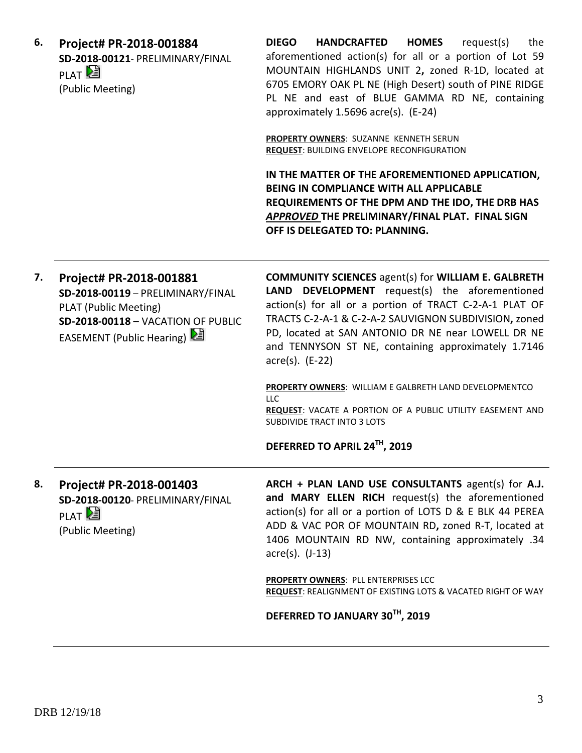6. **Project# PR-2018-001884**
**SD-2018-00121**- PRELIMINARY/FINAL PLAT
(Public Meeting)

**DIEGO HANDCRAFTED HOMES** request(s) the aforementioned action(s) for all or a portion of Lot 59 MOUNTAIN HIGHLANDS UNIT 2**,** zoned R-1D, located at 6705 EMORY OAK PL NE (High Desert) south of PINE RIDGE PL NE and east of BLUE GAMMA RD NE, containing approximately 1.5696 acre(s). (E-24)

**PROPERTY OWNERS**: SUZANNE KENNETH SERUN
**REQUEST**: BUILDING ENVELOPE RECONFIGURATION

**IN THE MATTER OF THE AFOREMENTIONED APPLICATION, BEING IN COMPLIANCE WITH ALL APPLICABLE REQUIREMENTS OF THE DPM AND THE IDO, THE DRB HAS *APPROVED* THE PRELIMINARY/FINAL PLAT. FINAL SIGN OFF IS DELEGATED TO: PLANNING.**

---

7. **Project# PR-2018-001881**
**SD-2018-00119** – PRELIMINARY/FINAL PLAT (Public Meeting)
**SD-2018-00118** – VACATION OF PUBLIC EASEMENT (Public Hearing)

**COMMUNITY SCIENCES** agent(s) for **WILLIAM E. GALBRETH LAND DEVELOPMENT** request(s) the aforementioned action(s) for all or a portion of TRACT C-2-A-1 PLAT OF TRACTS C-2-A-1 & C-2-A-2 SAUVIGNON SUBDIVISION**,** zoned PD, located at SAN ANTONIO DR NE near LOWELL DR NE and TENNYSON ST NE, containing approximately 1.7146 acre(s). (E-22)

**PROPERTY OWNERS**: WILLIAM E GALBRETH LAND DEVELOPMENTCO LLC
**REQUEST**: VACATE A PORTION OF A PUBLIC UTILITY EASEMENT AND SUBDIVIDE TRACT INTO 3 LOTS

**DEFERRED TO APRIL 24TH, 2019**

---

8. **Project# PR-2018-001403**
**SD-2018-00120**- PRELIMINARY/FINAL PLAT
(Public Meeting)

**ARCH + PLAN LAND USE CONSULTANTS** agent(s) for **A.J. and MARY ELLEN RICH** request(s) the aforementioned action(s) for all or a portion of LOTS D & E BLK 44 PEREA ADD & VAC POR OF MOUNTAIN RD**,** zoned R-T, located at 1406 MOUNTAIN RD NW, containing approximately .34 acre(s). (J-13)

**PROPERTY OWNERS**: PLL ENTERPRISES LCC
**REQUEST**: REALIGNMENT OF EXISTING LOTS & VACATED RIGHT OF WAY

**DEFERRED TO JANUARY 30TH, 2019**

---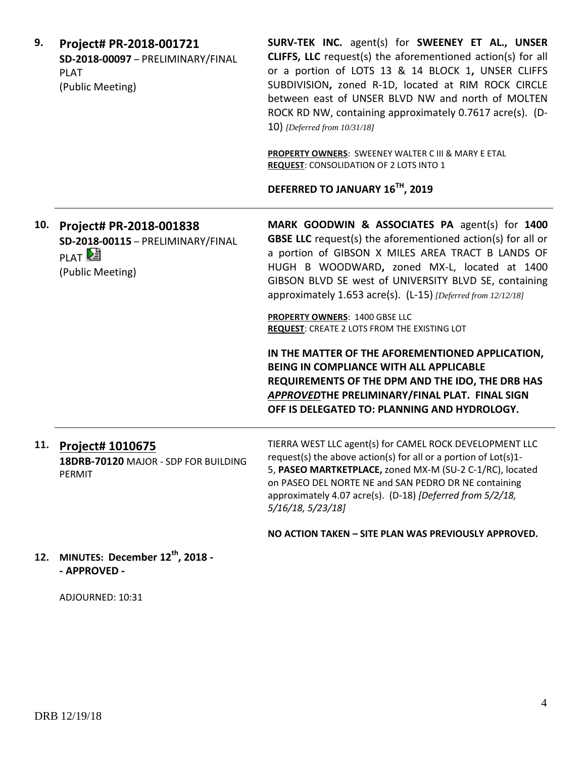**9. Project# PR-2018-001721**
**SD-2018-00097** – PRELIMINARY/FINAL PLAT
(Public Meeting)

**SURV-TEK INC.** agent(s) for **SWEENEY ET AL., UNSER CLIFFS, LLC** request(s) the aforementioned action(s) for all or a portion of LOTS 13 & 14 BLOCK 1**,** UNSER CLIFFS SUBDIVISION**,** zoned R-1D, located at RIM ROCK CIRCLE between east of UNSER BLVD NW and north of MOLTEN ROCK RD NW, containing approximately 0.7617 acre(s). (D-10) *[Deferred from 10/31/18]*

**PROPERTY OWNERS**: SWEENEY WALTER C III & MARY E ETAL
**REQUEST**: CONSOLIDATION OF 2 LOTS INTO 1

**DEFERRED TO JANUARY 16TH, 2019**

---

**10. Project# PR-2018-001838**
**SD-2018-00115** – PRELIMINARY/FINAL PLAT
(Public Meeting)

**MARK GOODWIN & ASSOCIATES PA** agent(s) for **1400 GBSE LLC** request(s) the aforementioned action(s) for all or a portion of GIBSON X MILES AREA TRACT B LANDS OF HUGH B WOODWARD**,** zoned MX-L, located at 1400 GIBSON BLVD SE west of UNIVERSITY BLVD SE, containing approximately 1.653 acre(s). (L-15) *[Deferred from 12/12/18]*

**PROPERTY OWNERS**: 1400 GBSE LLC
**REQUEST**: CREATE 2 LOTS FROM THE EXISTING LOT

**IN THE MATTER OF THE AFOREMENTIONED APPLICATION, BEING IN COMPLIANCE WITH ALL APPLICABLE REQUIREMENTS OF THE DPM AND THE IDO, THE DRB HAS *APPROVED* THE PRELIMINARY/FINAL PLAT. FINAL SIGN OFF IS DELEGATED TO: PLANNING AND HYDROLOGY.**

---

**11. Project# 1010675**
**18DRB-70120** MAJOR - SDP FOR BUILDING PERMIT

TIERRA WEST LLC agent(s) for CAMEL ROCK DEVELOPMENT LLC request(s) the above action(s) for all or a portion of Lot(s)1-5, **PASEO MARTKETPLACE,** zoned MX-M (SU-2 C-1/RC), located on PASEO DEL NORTE NE and SAN PEDRO DR NE containing approximately 4.07 acre(s). (D-18) *[Deferred from 5/2/18, 5/16/18, 5/23/18]*

**NO ACTION TAKEN – SITE PLAN WAS PREVIOUSLY APPROVED.**

**12. MINUTES: December 12th, 2018 -**
**- APPROVED -**

ADJOURNED: 10:31

DRB 12/19/18